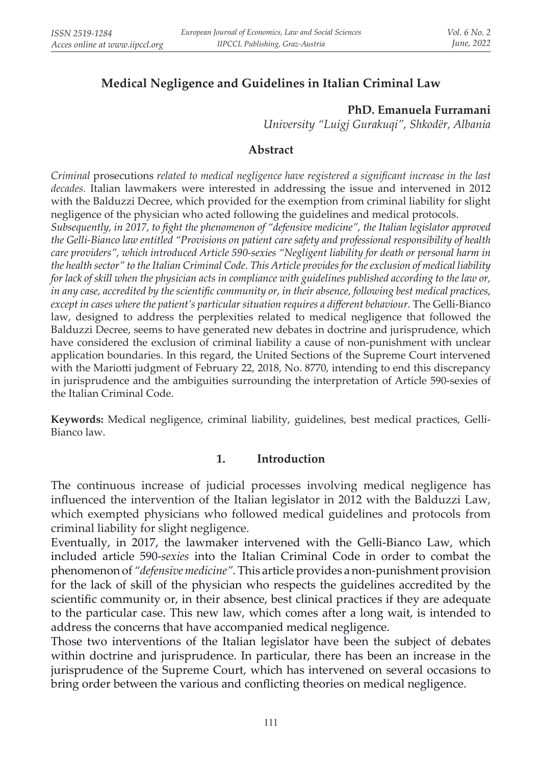# Medical Negligence and Guidelines in Italian Criminal Law

**PhD. Emanuela Furramani**

*University "Luigj Gurakuqi", Shkodër, Albania*

## Abstract

*Criminal* prosecutions *related to medical negligence have registered a significant increase in the last decades.* Italian lawmakers were interested in addressing the issue and intervened in 2012 with the Balduzzi Decree, which provided for the exemption from criminal liability for slight negligence of the physician who acted following the guidelines and medical protocols.

*Subsequently, in 2017, to fight the phenomenon of "defensive medicine", the Italian legislator approved the Gelli-Bianco law entitled "Provisions on patient care safety and professional responsibility of health care providers", which introduced Article 590-sexies "Negligent liability for death or personal harm in the health sector" to the Italian Criminal Code. This Article provides for the exclusion of medical liability for lack of skill when the physician acts in compliance with guidelines published according to the law or, in any case, accredited by the scientific community or, in their absence, following best medical practices, except in cases where the patient's particular situation requires a different behaviour.* The Gelli-Bianco law, designed to address the perplexities related to medical negligence that followed the Balduzzi Decree, seems to have generated new debates in doctrine and jurisprudence, which have considered the exclusion of criminal liability a cause of non-punishment with unclear application boundaries. In this regard, the United Sections of the Supreme Court intervened with the Mariotti judgment of February 22, 2018, No. 8770, intending to end this discrepancy in jurisprudence and the ambiguities surrounding the interpretation of Article 590-sexies of the Italian Criminal Code.

**Keywords:** Medical negligence, criminal liability, guidelines, best medical practices, Gelli-Bianco law.

## 1. Introduction

The continuous increase of judicial processes involving medical negligence has influenced the intervention of the Italian legislator in 2012 with the Balduzzi Law, which exempted physicians who followed medical guidelines and protocols from criminal liability for slight negligence.

Eventually, in 2017, the lawmaker intervened with the Gelli-Bianco Law, which included article 590-*sexies* into the Italian Criminal Code in order to combat the phenomenon of *"defensive medicine".* This article provides a non-punishment provision for the lack of skill of the physician who respects the guidelines accredited by the scientific community or, in their absence, best clinical practices if they are adequate to the particular case. This new law, which comes after a long wait, is intended to address the concerns that have accompanied medical negligence.

Those two interventions of the Italian legislator have been the subject of debates within doctrine and jurisprudence. In particular, there has been an increase in the jurisprudence of the Supreme Court, which has intervened on several occasions to bring order between the various and conflicting theories on medical negligence.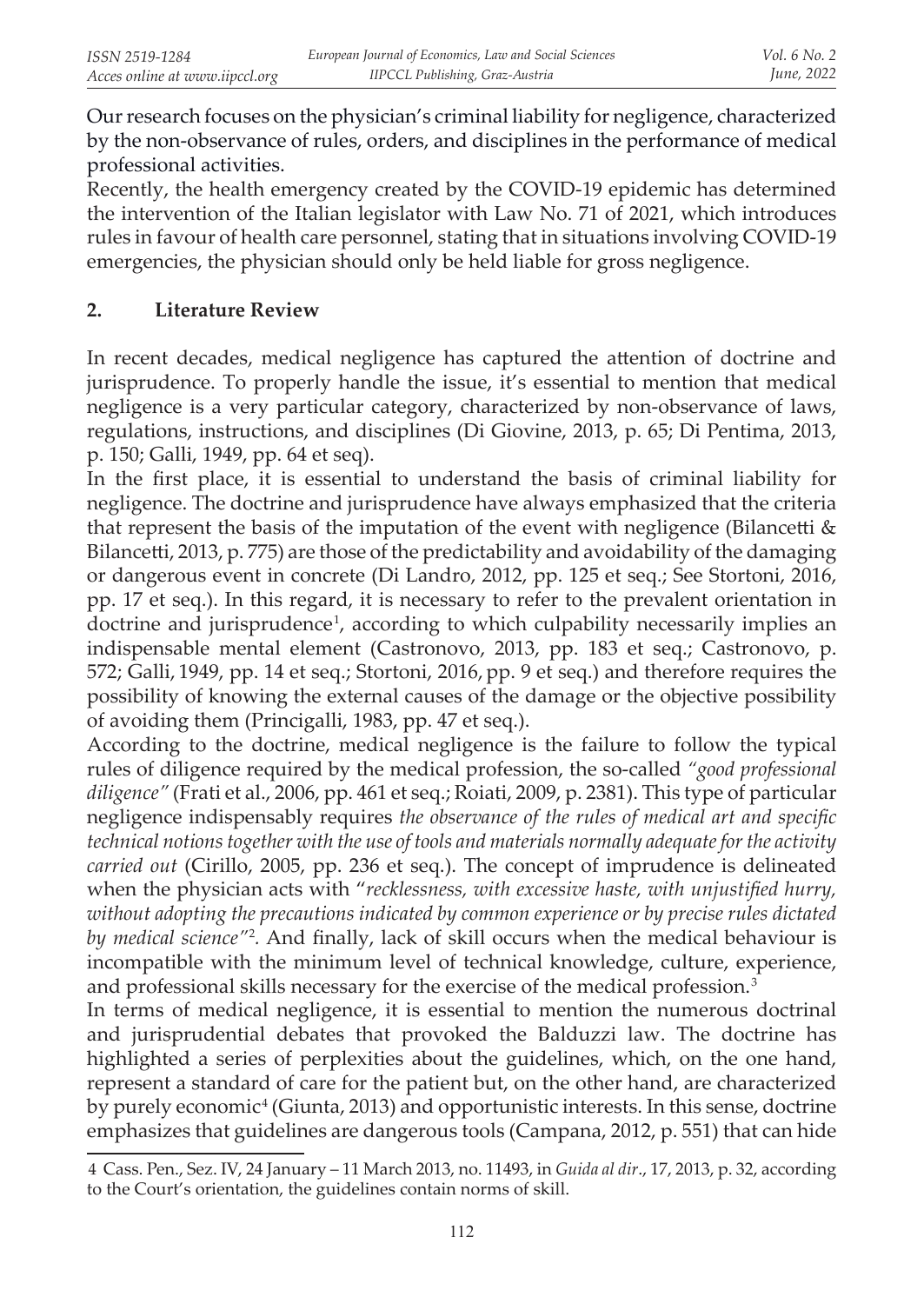Our research focuses on the physician's criminal liability for negligence, characterized by the non-observance of rules, orders, and disciplines in the performance of medical professional activities.

Recently, the health emergency created by the COVID-19 epidemic has determined the intervention of the Italian legislator with Law No. 71 of 2021, which introduces rules in favour of health care personnel, stating that in situations involving COVID-19 emergencies, the physician should only be held liable for gross negligence.

## 2. Literature Review

In recent decades, medical negligence has captured the attention of doctrine and jurisprudence. To properly handle the issue, it's essential to mention that medical negligence is a very particular category, characterized by non-observance of laws, regulations, instructions, and disciplines (Di Giovine, 2013, p. 65; Di Pentima, 2013, p. 150; Galli, 1949, pp. 64 et seq).

In the first place, it is essential to understand the basis of criminal liability for negligence. The doctrine and jurisprudence have always emphasized that the criteria that represent the basis of the imputation of the event with negligence (Bilancetti & Bilancetti, 2013, p. 775) are those of the predictability and avoidability of the damaging or dangerous event in concrete (Di Landro, 2012, pp. 125 et seq.; See Stortoni, 2016, pp. 17 et seq.). In this regard, it is necessary to refer to the prevalent orientation in doctrine and jurisprudence[1], according to which culpability necessarily implies an indispensable mental element (Castronovo, 2013, pp. 183 et seq.; Castronovo, p. 572; Galli, 1949, pp. 14 et seq.; Stortoni, 2016, pp. 9 et seq.) and therefore requires the possibility of knowing the external causes of the damage or the objective possibility of avoiding them (Princigalli, 1983, pp. 47 et seq.).

According to the doctrine, medical negligence is the failure to follow the typical rules of diligence required by the medical profession, the so-called *"good professional diligence"* (Frati et al., 2006, pp. 461 et seq.; Roiati, 2009, p. 2381). This type of particular negligence indispensably requires *the observance of the rules of medical art and specific technical notions together with the use of tools and materials normally adequate for the activity carried out* (Cirillo, 2005, pp. 236 et seq.). The concept of imprudence is delineated when the physician acts with "*recklessness, with excessive haste, with unjustified hurry, without adopting the precautions indicated by common experience or by precise rules dictated by medical science*"[2]. And finally, lack of skill occurs when the medical behaviour is incompatible with the minimum level of technical knowledge, culture, experience, and professional skills necessary for the exercise of the medical profession.[3]

In terms of medical negligence, it is essential to mention the numerous doctrinal and jurisprudential debates that provoked the Balduzzi law. The doctrine has highlighted a series of perplexities about the guidelines, which, on the one hand, represent a standard of care for the patient but, on the other hand, are characterized by purely economic[4] (Giunta, 2013) and opportunistic interests. In this sense, doctrine emphasizes that guidelines are dangerous tools (Campana, 2012, p. 551) that can hide

4 Cass. Pen., Sez. IV, 24 January – 11 March 2013, no. 11493, in *Guida al dir.*, 17, 2013, p. 32, according to the Court's orientation, the guidelines contain norms of skill.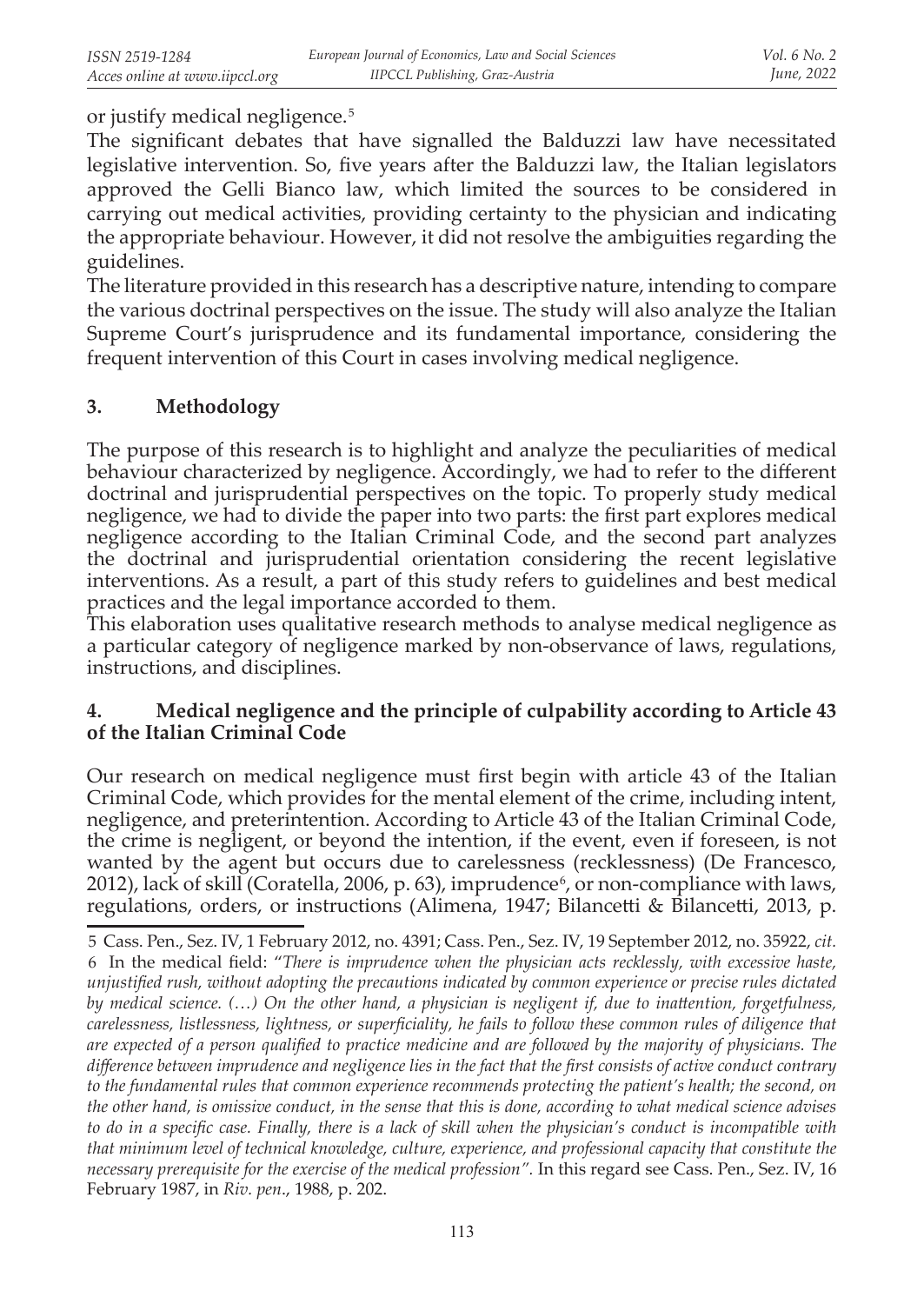or justify medical negligence.[5]

The significant debates that have signalled the Balduzzi law have necessitated legislative intervention. So, five years after the Balduzzi law, the Italian legislators approved the Gelli Bianco law, which limited the sources to be considered in carrying out medical activities, providing certainty to the physician and indicating the appropriate behaviour. However, it did not resolve the ambiguities regarding the guidelines.

The literature provided in this research has a descriptive nature, intending to compare the various doctrinal perspectives on the issue. The study will also analyze the Italian Supreme Court's jurisprudence and its fundamental importance, considering the frequent intervention of this Court in cases involving medical negligence.

## 3. Methodology

The purpose of this research is to highlight and analyze the peculiarities of medical behaviour characterized by negligence. Accordingly, we had to refer to the different doctrinal and jurisprudential perspectives on the topic. To properly study medical negligence, we had to divide the paper into two parts: the first part explores medical negligence according to the Italian Criminal Code, and the second part analyzes the doctrinal and jurisprudential orientation considering the recent legislative interventions. As a result, a part of this study refers to guidelines and best medical practices and the legal importance accorded to them.

This elaboration uses qualitative research methods to analyse medical negligence as a particular category of negligence marked by non-observance of laws, regulations, instructions, and disciplines.

## 4. Medical negligence and the principle of culpability according to Article 43 of the Italian Criminal Code

Our research on medical negligence must first begin with article 43 of the Italian Criminal Code, which provides for the mental element of the crime, including intent, negligence, and preterintention. According to Article 43 of the Italian Criminal Code, the crime is negligent, or beyond the intention, if the event, even if foreseen, is not wanted by the agent but occurs due to carelessness (recklessness) (De Francesco, 2012), lack of skill (Coratella, 2006, p. 63), imprudence[6], or non-compliance with laws, regulations, orders, or instructions (Alimena, 1947; Bilancetti & Bilancetti, 2013, p.

---

[5] Cass. Pen., Sez. IV, 1 February 2012, no. 4391; Cass. Pen., Sez. IV, 19 September 2012, no. 35922, *cit.*

[6] In the medical field: "*There is imprudence when the physician acts recklessly, with excessive haste, unjustified rush, without adopting the precautions indicated by common experience or precise rules dictated by medical science. (…) On the other hand, a physician is negligent if, due to inattention, forgetfulness, carelessness, listlessness, lightness, or superficiality, he fails to follow these common rules of diligence that are expected of a person qualified to practice medicine and are followed by the majority of physicians. The difference between imprudence and negligence lies in the fact that the first consists of active conduct contrary to the fundamental rules that common experience recommends protecting the patient's health; the second, on the other hand, is omissive conduct, in the sense that this is done, according to what medical science advises to do in a specific case. Finally, there is a lack of skill when the physician's conduct is incompatible with that minimum level of technical knowledge, culture, experience, and professional capacity that constitute the necessary prerequisite for the exercise of the medical profession".* In this regard see Cass. Pen., Sez. IV, 16 February 1987, in *Riv. pen.*, 1988, p. 202.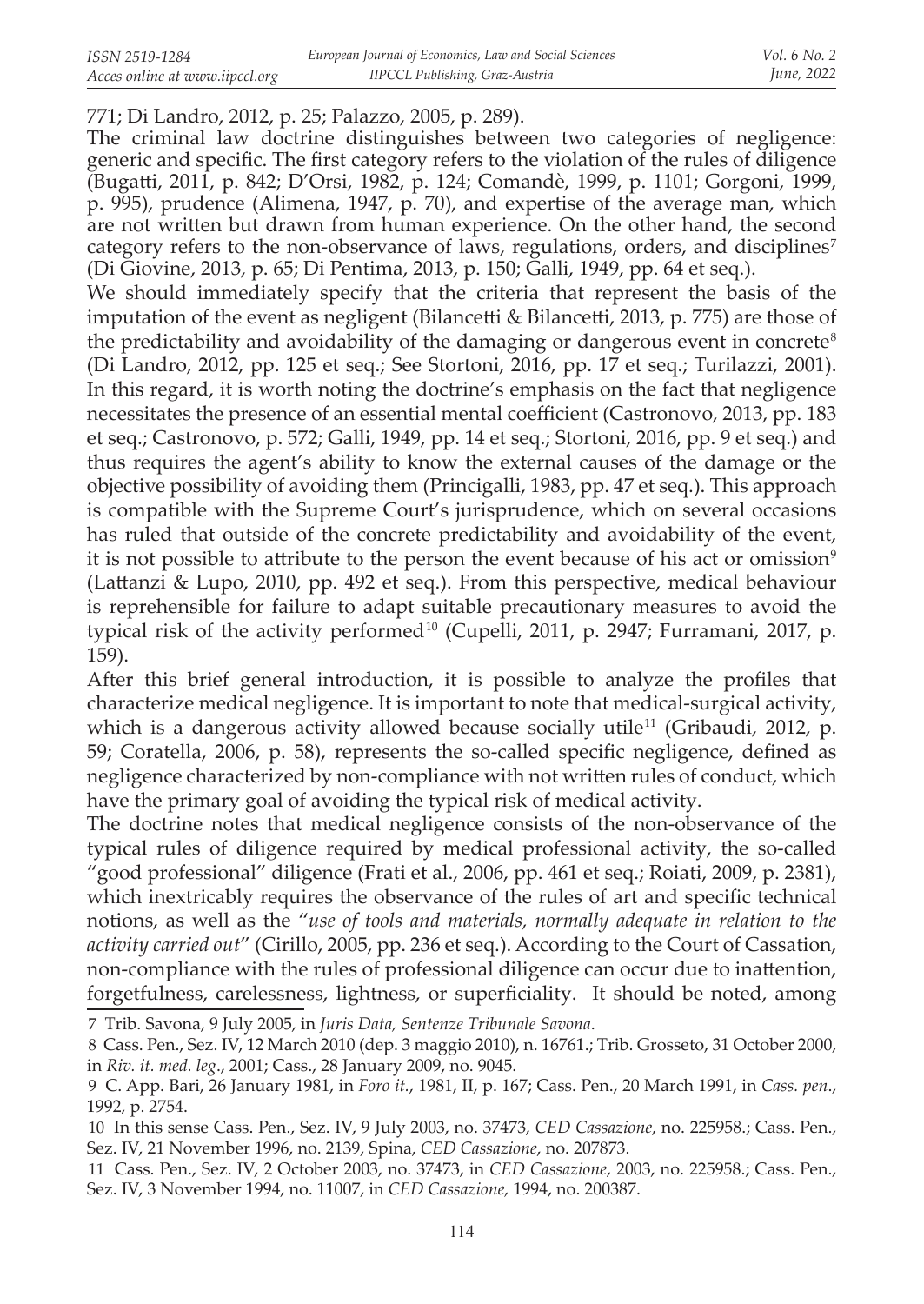771; Di Landro, 2012, p. 25; Palazzo, 2005, p. 289).

The criminal law doctrine distinguishes between two categories of negligence: generic and specific. The first category refers to the violation of the rules of diligence (Bugatti, 2011, p. 842; D'Orsi, 1982, p. 124; Comandè, 1999, p. 1101; Gorgoni, 1999, p. 995), prudence (Alimena, 1947, p. 70), and expertise of the average man, which are not written but drawn from human experience. On the other hand, the second category refers to the non-observance of laws, regulations, orders, and disciplines[7] (Di Giovine, 2013, p. 65; Di Pentima, 2013, p. 150; Galli, 1949, pp. 64 et seq.).

We should immediately specify that the criteria that represent the basis of the imputation of the event as negligent (Bilancetti & Bilancetti, 2013, p. 775) are those of the predictability and avoidability of the damaging or dangerous event in concrete[8] (Di Landro, 2012, pp. 125 et seq.; See Stortoni, 2016, pp. 17 et seq.; Turilazzi, 2001). In this regard, it is worth noting the doctrine's emphasis on the fact that negligence necessitates the presence of an essential mental coefficient (Castronovo, 2013, pp. 183 et seq.; Castronovo, p. 572; Galli, 1949, pp. 14 et seq.; Stortoni, 2016, pp. 9 et seq.) and thus requires the agent's ability to know the external causes of the damage or the objective possibility of avoiding them (Princigalli, 1983, pp. 47 et seq.). This approach is compatible with the Supreme Court's jurisprudence, which on several occasions has ruled that outside of the concrete predictability and avoidability of the event, it is not possible to attribute to the person the event because of his act or omission[9] (Lattanzi & Lupo, 2010, pp. 492 et seq.). From this perspective, medical behaviour is reprehensible for failure to adapt suitable precautionary measures to avoid the typical risk of the activity performed[10] (Cupelli, 2011, p. 2947; Furramani, 2017, p. 159).

After this brief general introduction, it is possible to analyze the profiles that characterize medical negligence. It is important to note that medical-surgical activity, which is a dangerous activity allowed because socially utile[11] (Gribaudi, 2012, p. 59; Coratella, 2006, p. 58), represents the so-called specific negligence, defined as negligence characterized by non-compliance with not written rules of conduct, which have the primary goal of avoiding the typical risk of medical activity.

The doctrine notes that medical negligence consists of the non-observance of the typical rules of diligence required by medical professional activity, the so-called "good professional" diligence (Frati et al., 2006, pp. 461 et seq.; Roiati, 2009, p. 2381), which inextricably requires the observance of the rules of art and specific technical notions, as well as the "*use of tools and materials, normally adequate in relation to the activity carried out*" (Cirillo, 2005, pp. 236 et seq.). According to the Court of Cassation, non-compliance with the rules of professional diligence can occur due to inattention, forgetfulness, carelessness, lightness, or superficiality. It should be noted, among

---

7 Trib. Savona, 9 July 2005, in *Juris Data, Sentenze Tribunale Savona*.

8 Cass. Pen., Sez. IV, 12 March 2010 (dep. 3 maggio 2010), n. 16761.; Trib. Grosseto, 31 October 2000, in *Riv. it. med. leg*., 2001; Cass., 28 January 2009, no. 9045.

9 C. App. Bari, 26 January 1981, in *Foro it.*, 1981, II, p. 167; Cass. Pen., 20 March 1991, in *Cass. pen*., 1992, p. 2754.

10 In this sense Cass. Pen., Sez. IV, 9 July 2003, no. 37473, *CED Cassazione*, no. 225958.; Cass. Pen., Sez. IV, 21 November 1996, no. 2139, Spina, *CED Cassazione*, no. 207873.

11 Cass. Pen., Sez. IV, 2 October 2003, no. 37473, in *CED Cassazione*, 2003, no. 225958.; Cass. Pen., Sez. IV, 3 November 1994, no. 11007, in *CED Cassazione,* 1994, no. 200387.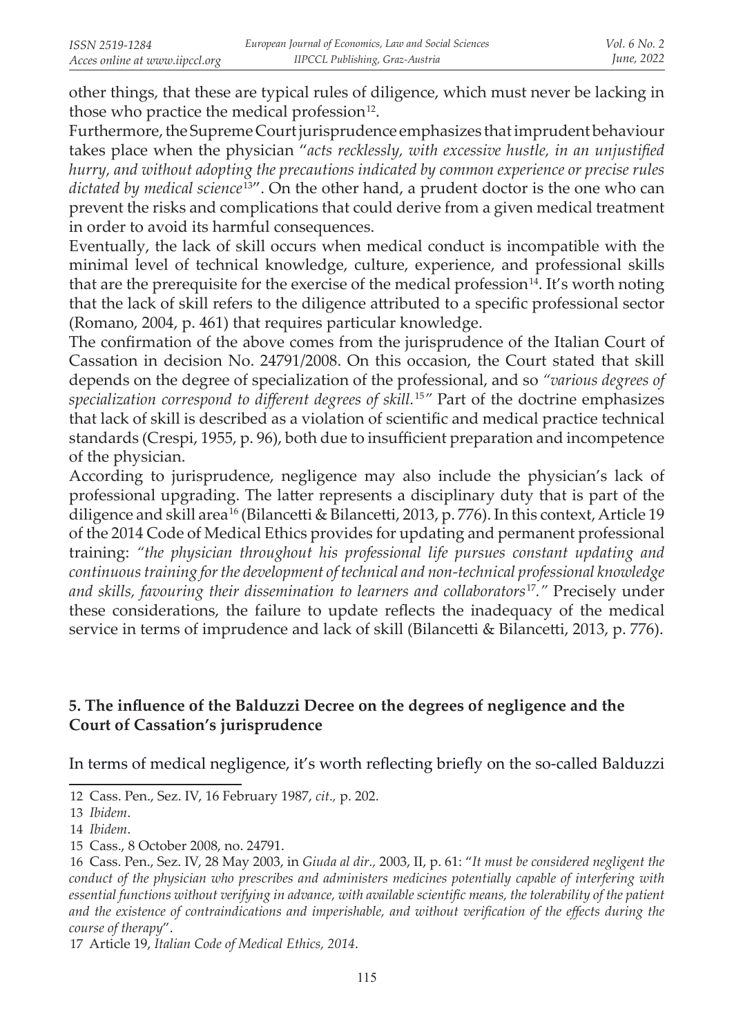other things, that these are typical rules of diligence, which must never be lacking in those who practice the medical profession[12].

Furthermore, the Supreme Court jurisprudence emphasizes that imprudent behaviour takes place when the physician "*acts recklessly, with excessive hustle, in an unjustified hurry, and without adopting the precautions indicated by common experience or precise rules dictated by medical science*[13]". On the other hand, a prudent doctor is the one who can prevent the risks and complications that could derive from a given medical treatment in order to avoid its harmful consequences.

Eventually, the lack of skill occurs when medical conduct is incompatible with the minimal level of technical knowledge, culture, experience, and professional skills that are the prerequisite for the exercise of the medical profession[14]. It's worth noting that the lack of skill refers to the diligence attributed to a specific professional sector (Romano, 2004, p. 461) that requires particular knowledge.

The confirmation of the above comes from the jurisprudence of the Italian Court of Cassation in decision No. 24791/2008. On this occasion, the Court stated that skill depends on the degree of specialization of the professional, and so *"various degrees of specialization correspond to different degrees of skill.*[15]*"* Part of the doctrine emphasizes that lack of skill is described as a violation of scientific and medical practice technical standards (Crespi, 1955, p. 96), both due to insufficient preparation and incompetence of the physician.

According to jurisprudence, negligence may also include the physician's lack of professional upgrading. The latter represents a disciplinary duty that is part of the diligence and skill area[16] (Bilancetti & Bilancetti, 2013, p. 776). In this context, Article 19 of the 2014 Code of Medical Ethics provides for updating and permanent professional training: *"the physician throughout his professional life pursues constant updating and continuous training for the development of technical and non-technical professional knowledge and skills, favouring their dissemination to learners and collaborators*[17]*."* Precisely under these considerations, the failure to update reflects the inadequacy of the medical service in terms of imprudence and lack of skill (Bilancetti & Bilancetti, 2013, p. 776).

## 5. The influence of the Balduzzi Decree on the degrees of negligence and the Court of Cassation's jurisprudence

In terms of medical negligence, it's worth reflecting briefly on the so-called Balduzzi

---

12 Cass. Pen., Sez. IV, 16 February 1987, *cit.,* p. 202.

13 *Ibidem*.

14 *Ibidem*.

15 Cass., 8 October 2008, no. 24791.

16 Cass. Pen., Sez. IV, 28 May 2003, in *Giuda al dir.,* 2003, II, p. 61: "*It must be considered negligent the conduct of the physician who prescribes and administers medicines potentially capable of interfering with essential functions without verifying in advance, with available scientific means, the tolerability of the patient and the existence of contraindications and imperishable, and without verification of the effects during the course of therapy*".

17 Article 19, *Italian Code of Medical Ethics, 2014*.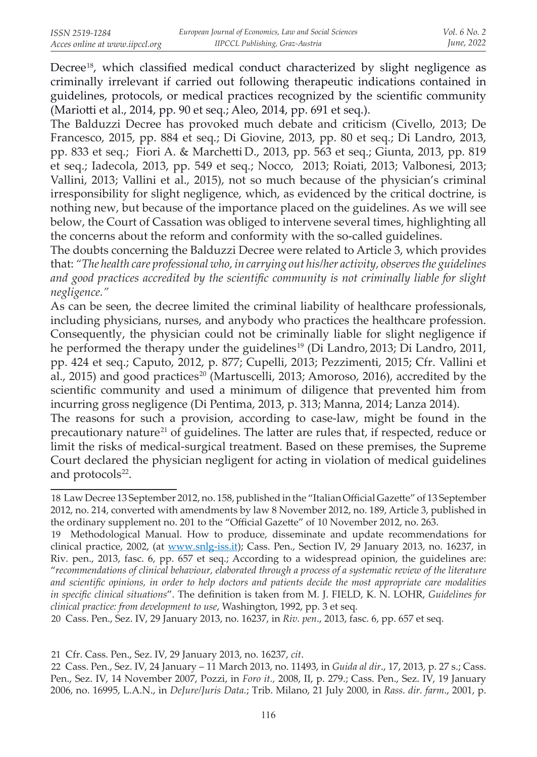Decree[18], which classified medical conduct characterized by slight negligence as criminally irrelevant if carried out following therapeutic indications contained in guidelines, protocols, or medical practices recognized by the scientific community (Mariotti et al., 2014, pp. 90 et seq.; Aleo, 2014, pp. 691 et seq.).

The Balduzzi Decree has provoked much debate and criticism (Civello, 2013; De Francesco, 2015, pp. 884 et seq.; Di Giovine, 2013, pp. 80 et seq.; Di Landro, 2013, pp. 833 et seq.; Fiori A. & Marchetti D., 2013, pp. 563 et seq.; Giunta, 2013, pp. 819 et seq.; Iadecola, 2013, pp. 549 et seq.; Nocco, 2013; Roiati, 2013; Valbonesi, 2013; Vallini, 2013; Vallini et al., 2015), not so much because of the physician's criminal irresponsibility for slight negligence, which, as evidenced by the critical doctrine, is nothing new, but because of the importance placed on the guidelines. As we will see below, the Court of Cassation was obliged to intervene several times, highlighting all the concerns about the reform and conformity with the so-called guidelines.

The doubts concerning the Balduzzi Decree were related to Article 3, which provides that: *"The health care professional who, in carrying out his/her activity, observes the guidelines and good practices accredited by the scientific community is not criminally liable for slight negligence."*

As can be seen, the decree limited the criminal liability of healthcare professionals, including physicians, nurses, and anybody who practices the healthcare profession. Consequently, the physician could not be criminally liable for slight negligence if he performed the therapy under the guidelines[19] (Di Landro, 2013; Di Landro, 2011, pp. 424 et seq.; Caputo, 2012, p. 877; Cupelli, 2013; Pezzimenti, 2015; Cfr. Vallini et al., 2015) and good practices[20] (Martuscelli, 2013; Amoroso, 2016), accredited by the scientific community and used a minimum of diligence that prevented him from incurring gross negligence (Di Pentima, 2013, p. 313; Manna, 2014; Lanza 2014).

The reasons for such a provision, according to case-law, might be found in the precautionary nature[21] of guidelines. The latter are rules that, if respected, reduce or limit the risks of medical-surgical treatment. Based on these premises, the Supreme Court declared the physician negligent for acting in violation of medical guidelines and protocols[22].

---

18 Law Decree 13 September 2012, no. 158, published in the "Italian Official Gazette" of 13 September 2012, no. 214, converted with amendments by law 8 November 2012, no. 189, Article 3, published in the ordinary supplement no. 201 to the "Official Gazette" of 10 November 2012, no. 263.

19 Methodological Manual. How to produce, disseminate and update recommendations for clinical practice, 2002, (at www.snlg-iss.it); Cass. Pen., Section IV, 29 January 2013, no. 16237, in Riv. pen., 2013, fasc. 6, pp. 657 et seq.; According to a widespread opinion, the guidelines are: "*recommendations of clinical behaviour, elaborated through a process of a systematic review of the literature and scientific opinions, in order to help doctors and patients decide the most appropriate care modalities in specific clinical situations*". The definition is taken from M. J. FIELD, K. N. LOHR, *Guidelines for clinical practice: from development to use*, Washington, 1992, pp. 3 et seq.

20 Cass. Pen., Sez. IV, 29 January 2013, no. 16237, in *Riv. pen*., 2013, fasc. 6, pp. 657 et seq.

21 Cfr. Cass. Pen., Sez. IV, 29 January 2013, no. 16237, *cit*.

22 Cass. Pen., Sez. IV, 24 January – 11 March 2013, no. 11493, in *Guida al dir*., 17, 2013, p. 27 s.; Cass. Pen., Sez. IV, 14 November 2007, Pozzi, in *Foro it.,* 2008, II, p. 279.; Cass. Pen., Sez. IV, 19 January 2006, no. 16995, L.A.N., in *DeJure/Juris Data.*; Trib. Milano, 21 July 2000, in *Rass. dir. farm*., 2001, p.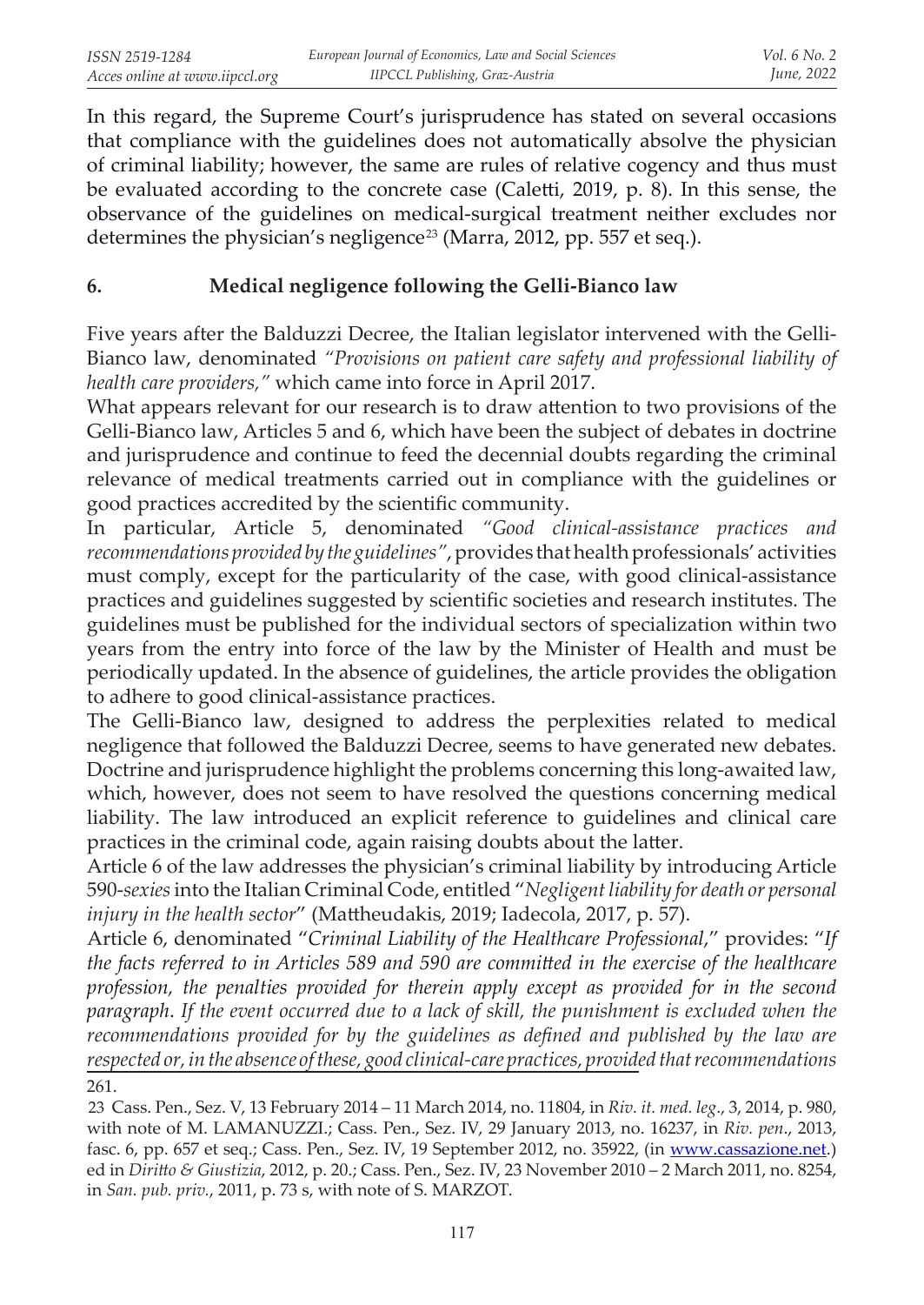In this regard, the Supreme Court's jurisprudence has stated on several occasions that compliance with the guidelines does not automatically absolve the physician of criminal liability; however, the same are rules of relative cogency and thus must be evaluated according to the concrete case (Caletti, 2019, p. 8). In this sense, the observance of the guidelines on medical-surgical treatment neither excludes nor determines the physician's negligence[23] (Marra, 2012, pp. 557 et seq.).

## 6. Medical negligence following the Gelli-Bianco law

Five years after the Balduzzi Decree, the Italian legislator intervened with the Gelli-Bianco law, denominated *"Provisions on patient care safety and professional liability of health care providers,"* which came into force in April 2017.

What appears relevant for our research is to draw attention to two provisions of the Gelli-Bianco law, Articles 5 and 6, which have been the subject of debates in doctrine and jurisprudence and continue to feed the decennial doubts regarding the criminal relevance of medical treatments carried out in compliance with the guidelines or good practices accredited by the scientific community.

In particular, Article 5, denominated *"Good clinical-assistance practices and recommendations provided by the guidelines"*, provides that health professionals' activities must comply, except for the particularity of the case, with good clinical-assistance practices and guidelines suggested by scientific societies and research institutes. The guidelines must be published for the individual sectors of specialization within two years from the entry into force of the law by the Minister of Health and must be periodically updated. In the absence of guidelines, the article provides the obligation to adhere to good clinical-assistance practices.

The Gelli-Bianco law, designed to address the perplexities related to medical negligence that followed the Balduzzi Decree, seems to have generated new debates. Doctrine and jurisprudence highlight the problems concerning this long-awaited law, which, however, does not seem to have resolved the questions concerning medical liability. The law introduced an explicit reference to guidelines and clinical care practices in the criminal code, again raising doubts about the latter.

Article 6 of the law addresses the physician's criminal liability by introducing Article 590-*sexies* into the Italian Criminal Code, entitled "*Negligent liability for death or personal injury in the health sector*" (Mattheudakis, 2019; Iadecola, 2017, p. 57).

Article 6, denominated "*Criminal Liability of the Healthcare Professional*," provides: "*If the facts referred to in Articles 589 and 590 are committed in the exercise of the healthcare profession, the penalties provided for therein apply except as provided for in the second paragraph. If the event occurred due to a lack of skill, the punishment is excluded when the recommendations provided for by the guidelines as defined and published by the law are respected or, in the absence of these, good clinical-care practices, provided that recommendations*

261.

[23] Cass. Pen., Sez. V, 13 February 2014 – 11 March 2014, no. 11804, in *Riv. it. med. leg*., 3, 2014, p. 980, with note of M. LAMANUZZI.; Cass. Pen., Sez. IV, 29 January 2013, no. 16237, in *Riv. pen*., 2013, fasc. 6, pp. 657 et seq.; Cass. Pen., Sez. IV, 19 September 2012, no. 35922, (in www.cassazione.net.) ed in *Diritto & Giustizia*, 2012, p. 20.; Cass. Pen., Sez. IV, 23 November 2010 – 2 March 2011, no. 8254, in *San. pub. priv.*, 2011, p. 73 s, with note of S. MARZOT.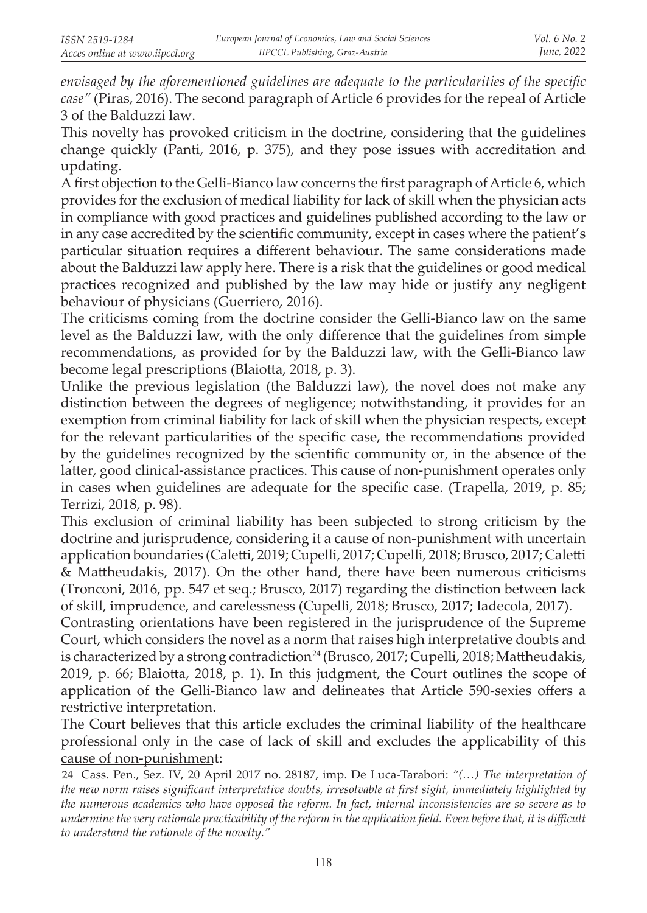*envisaged by the aforementioned guidelines are adequate to the particularities of the specific case"* (Piras, 2016). The second paragraph of Article 6 provides for the repeal of Article 3 of the Balduzzi law.

This novelty has provoked criticism in the doctrine, considering that the guidelines change quickly (Panti, 2016, p. 375), and they pose issues with accreditation and updating.

A first objection to the Gelli-Bianco law concerns the first paragraph of Article 6, which provides for the exclusion of medical liability for lack of skill when the physician acts in compliance with good practices and guidelines published according to the law or in any case accredited by the scientific community, except in cases where the patient's particular situation requires a different behaviour. The same considerations made about the Balduzzi law apply here. There is a risk that the guidelines or good medical practices recognized and published by the law may hide or justify any negligent behaviour of physicians (Guerriero, 2016).

The criticisms coming from the doctrine consider the Gelli-Bianco law on the same level as the Balduzzi law, with the only difference that the guidelines from simple recommendations, as provided for by the Balduzzi law, with the Gelli-Bianco law become legal prescriptions (Blaiotta, 2018, p. 3).

Unlike the previous legislation (the Balduzzi law), the novel does not make any distinction between the degrees of negligence; notwithstanding, it provides for an exemption from criminal liability for lack of skill when the physician respects, except for the relevant particularities of the specific case, the recommendations provided by the guidelines recognized by the scientific community or, in the absence of the latter, good clinical-assistance practices. This cause of non-punishment operates only in cases when guidelines are adequate for the specific case. (Trapella, 2019, p. 85; Terrizi, 2018, p. 98).

This exclusion of criminal liability has been subjected to strong criticism by the doctrine and jurisprudence, considering it a cause of non-punishment with uncertain application boundaries (Caletti, 2019; Cupelli, 2017; Cupelli, 2018; Brusco, 2017; Caletti & Mattheudakis, 2017). On the other hand, there have been numerous criticisms (Tronconi, 2016, pp. 547 et seq.; Brusco, 2017) regarding the distinction between lack of skill, imprudence, and carelessness (Cupelli, 2018; Brusco, 2017; Iadecola, 2017).

Contrasting orientations have been registered in the jurisprudence of the Supreme Court, which considers the novel as a norm that raises high interpretative doubts and is characterized by a strong contradiction[24] (Brusco, 2017; Cupelli, 2018; Mattheudakis, 2019, p. 66; Blaiotta, 2018, p. 1). In this judgment, the Court outlines the scope of application of the Gelli-Bianco law and delineates that Article 590-sexies offers a restrictive interpretation.

The Court believes that this article excludes the criminal liability of the healthcare professional only in the case of lack of skill and excludes the applicability of this cause of non-punishment:

24 Cass. Pen., Sez. IV, 20 April 2017 no. 28187, imp. De Luca-Tarabori: *"(…) The interpretation of the new norm raises significant interpretative doubts, irresolvable at first sight, immediately highlighted by the numerous academics who have opposed the reform. In fact, internal inconsistencies are so severe as to undermine the very rationale practicability of the reform in the application field. Even before that, it is difficult to understand the rationale of the novelty."*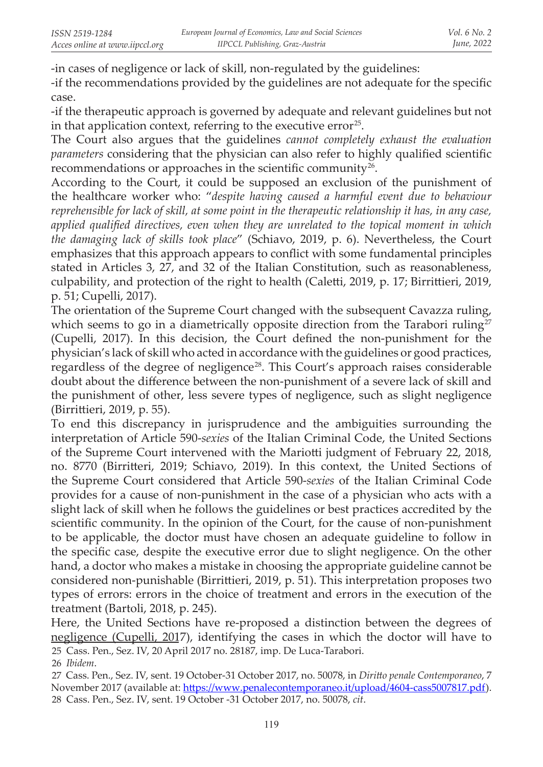-in cases of negligence or lack of skill, non-regulated by the guidelines:

-if the recommendations provided by the guidelines are not adequate for the specific case.

-if the therapeutic approach is governed by adequate and relevant guidelines but not in that application context, referring to the executive error[25].

The Court also argues that the guidelines *cannot completely exhaust the evaluation parameters* considering that the physician can also refer to highly qualified scientific recommendations or approaches in the scientific community[26].

According to the Court, it could be supposed an exclusion of the punishment of the healthcare worker who: "*despite having caused a harmful event due to behaviour reprehensible for lack of skill, at some point in the therapeutic relationship it has, in any case, applied qualified directives, even when they are unrelated to the topical moment in which the damaging lack of skills took place*" (Schiavo, 2019, p. 6). Nevertheless, the Court emphasizes that this approach appears to conflict with some fundamental principles stated in Articles 3, 27, and 32 of the Italian Constitution, such as reasonableness, culpability, and protection of the right to health (Caletti, 2019, p. 17; Birrittieri, 2019, p. 51; Cupelli, 2017).

The orientation of the Supreme Court changed with the subsequent Cavazza ruling, which seems to go in a diametrically opposite direction from the Tarabori ruling[27] (Cupelli, 2017). In this decision, the Court defined the non-punishment for the physician's lack of skill who acted in accordance with the guidelines or good practices, regardless of the degree of negligence[28]. This Court's approach raises considerable doubt about the difference between the non-punishment of a severe lack of skill and the punishment of other, less severe types of negligence, such as slight negligence (Birrittieri, 2019, p. 55).

To end this discrepancy in jurisprudence and the ambiguities surrounding the interpretation of Article 590-*sexies* of the Italian Criminal Code, the United Sections of the Supreme Court intervened with the Mariotti judgment of February 22, 2018, no. 8770 (Birritteri, 2019; Schiavo, 2019). In this context, the United Sections of the Supreme Court considered that Article 590-*sexies* of the Italian Criminal Code provides for a cause of non-punishment in the case of a physician who acts with a slight lack of skill when he follows the guidelines or best practices accredited by the scientific community. In the opinion of the Court, for the cause of non-punishment to be applicable, the doctor must have chosen an adequate guideline to follow in the specific case, despite the executive error due to slight negligence. On the other hand, a doctor who makes a mistake in choosing the appropriate guideline cannot be considered non-punishable (Birrittieri, 2019, p. 51). This interpretation proposes two types of errors: errors in the choice of treatment and errors in the execution of the treatment (Bartoli, 2018, p. 245).

Here, the United Sections have re-proposed a distinction between the degrees of negligence (Cupelli, 2017), identifying the cases in which the doctor will have to

25 Cass. Pen., Sez. IV, 20 April 2017 no. 28187, imp. De Luca-Tarabori.

26 *Ibidem*.

27 Cass. Pen., Sez. IV, sent. 19 October-31 October 2017, no. 50078, in *Diritto penale Contemporaneo*, 7 November 2017 (available at: https://www.penalecontemporaneo.it/upload/4604-cass5007817.pdf).

28 Cass. Pen., Sez. IV, sent. 19 October -31 October 2017, no. 50078, *cit*.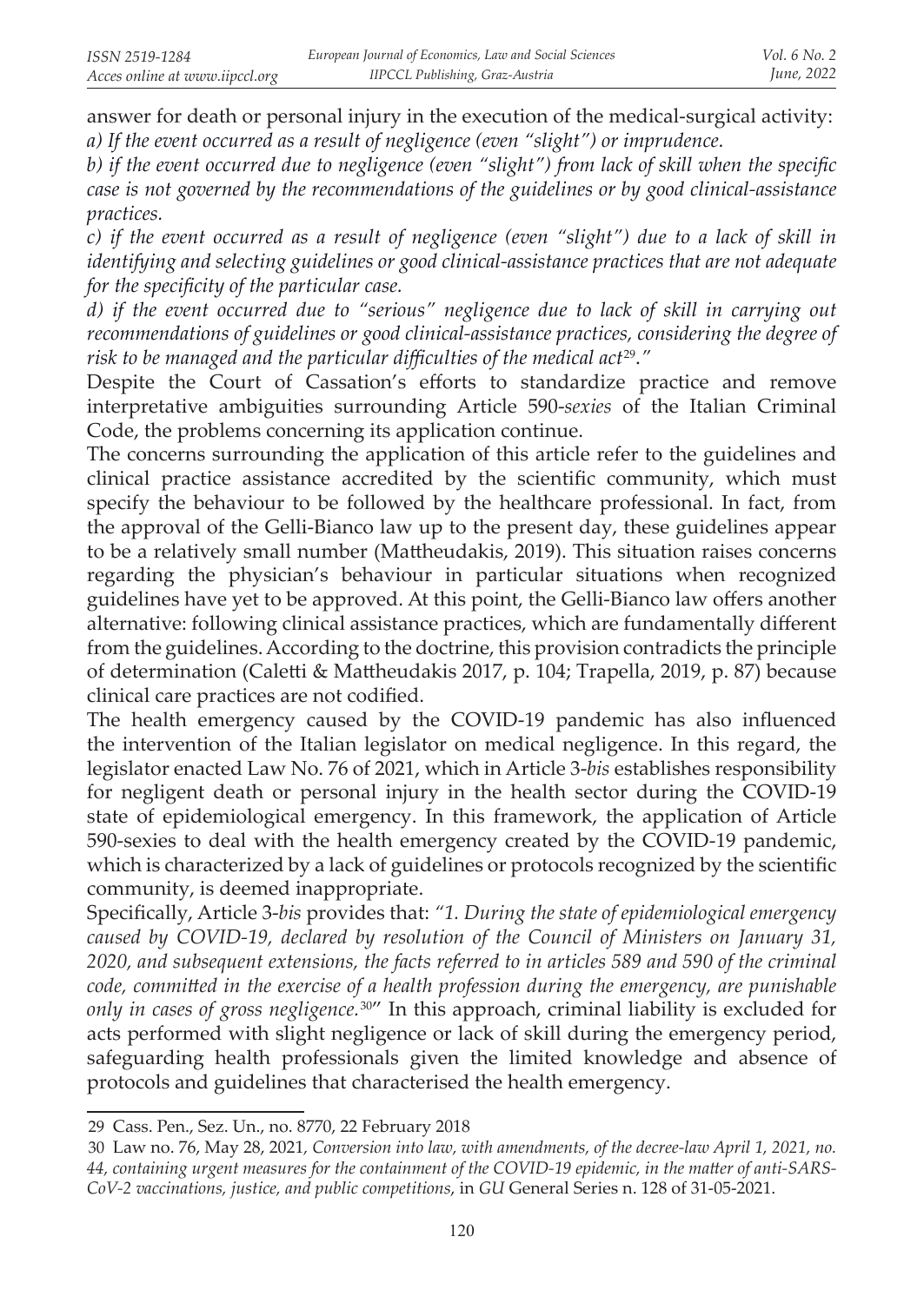answer for death or personal injury in the execution of the medical-surgical activity:
*a) If the event occurred as a result of negligence (even "slight") or imprudence.*
*b) if the event occurred due to negligence (even "slight") from lack of skill when the specific case is not governed by the recommendations of the guidelines or by good clinical-assistance practices.*
*c) if the event occurred as a result of negligence (even "slight") due to a lack of skill in identifying and selecting guidelines or good clinical-assistance practices that are not adequate for the specificity of the particular case.*
*d) if the event occurred due to "serious" negligence due to lack of skill in carrying out recommendations of guidelines or good clinical-assistance practices, considering the degree of risk to be managed and the particular difficulties of the medical act[29]."*

Despite the Court of Cassation's efforts to standardize practice and remove interpretative ambiguities surrounding Article 590-*sexies* of the Italian Criminal Code, the problems concerning its application continue.

The concerns surrounding the application of this article refer to the guidelines and clinical practice assistance accredited by the scientific community, which must specify the behaviour to be followed by the healthcare professional. In fact, from the approval of the Gelli-Bianco law up to the present day, these guidelines appear to be a relatively small number (Mattheudakis, 2019). This situation raises concerns regarding the physician's behaviour in particular situations when recognized guidelines have yet to be approved. At this point, the Gelli-Bianco law offers another alternative: following clinical assistance practices, which are fundamentally different from the guidelines. According to the doctrine, this provision contradicts the principle of determination (Caletti & Mattheudakis 2017, p. 104; Trapella, 2019, p. 87) because clinical care practices are not codified.

The health emergency caused by the COVID-19 pandemic has also influenced the intervention of the Italian legislator on medical negligence. In this regard, the legislator enacted Law No. 76 of 2021, which in Article 3-*bis* establishes responsibility for negligent death or personal injury in the health sector during the COVID-19 state of epidemiological emergency. In this framework, the application of Article 590-sexies to deal with the health emergency created by the COVID-19 pandemic, which is characterized by a lack of guidelines or protocols recognized by the scientific community, is deemed inappropriate.

Specifically, Article 3-*bis* provides that: *"1. During the state of epidemiological emergency caused by COVID-19, declared by resolution of the Council of Ministers on January 31, 2020, and subsequent extensions, the facts referred to in articles 589 and 590 of the criminal code, committed in the exercise of a health profession during the emergency, are punishable only in cases of gross negligence.*[30]" In this approach, criminal liability is excluded for acts performed with slight negligence or lack of skill during the emergency period, safeguarding health professionals given the limited knowledge and absence of protocols and guidelines that characterised the health emergency.

---

29 Cass. Pen., Sez. Un., no. 8770, 22 February 2018

30 Law no. 76, May 28, 2021, *Conversion into law, with amendments, of the decree-law April 1, 2021, no. 44, containing urgent measures for the containment of the COVID-19 epidemic, in the matter of anti-SARS-CoV-2 vaccinations, justice, and public competitions*, in *GU* General Series n. 128 of 31-05-2021.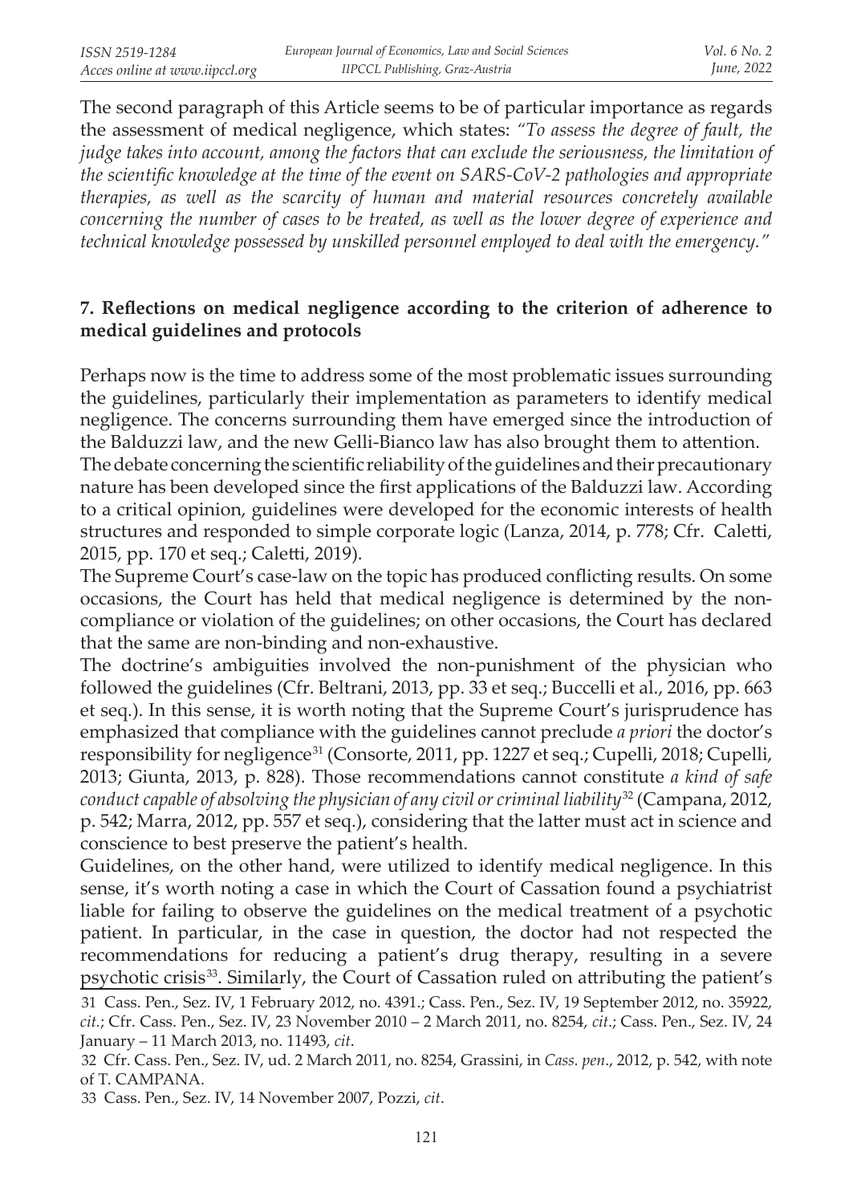The second paragraph of this Article seems to be of particular importance as regards the assessment of medical negligence, which states: *"To assess the degree of fault, the judge takes into account, among the factors that can exclude the seriousness, the limitation of the scientific knowledge at the time of the event on SARS-CoV-2 pathologies and appropriate therapies, as well as the scarcity of human and material resources concretely available concerning the number of cases to be treated, as well as the lower degree of experience and technical knowledge possessed by unskilled personnel employed to deal with the emergency."*

## 7. Reflections on medical negligence according to the criterion of adherence to medical guidelines and protocols

Perhaps now is the time to address some of the most problematic issues surrounding the guidelines, particularly their implementation as parameters to identify medical negligence. The concerns surrounding them have emerged since the introduction of the Balduzzi law, and the new Gelli-Bianco law has also brought them to attention.

The debate concerning the scientific reliability of the guidelines and their precautionary nature has been developed since the first applications of the Balduzzi law. According to a critical opinion, guidelines were developed for the economic interests of health structures and responded to simple corporate logic (Lanza, 2014, p. 778; Cfr. Caletti, 2015, pp. 170 et seq.; Caletti, 2019).

The Supreme Court's case-law on the topic has produced conflicting results. On some occasions, the Court has held that medical negligence is determined by the non-compliance or violation of the guidelines; on other occasions, the Court has declared that the same are non-binding and non-exhaustive.

The doctrine's ambiguities involved the non-punishment of the physician who followed the guidelines (Cfr. Beltrani, 2013, pp. 33 et seq.; Buccelli et al., 2016, pp. 663 et seq.). In this sense, it is worth noting that the Supreme Court's jurisprudence has emphasized that compliance with the guidelines cannot preclude *a priori* the doctor's responsibility for negligence[31] (Consorte, 2011, pp. 1227 et seq.; Cupelli, 2018; Cupelli, 2013; Giunta, 2013, p. 828). Those recommendations cannot constitute *a kind of safe conduct capable of absolving the physician of any civil or criminal liability*[32] (Campana, 2012, p. 542; Marra, 2012, pp. 557 et seq.), considering that the latter must act in science and conscience to best preserve the patient's health.

Guidelines, on the other hand, were utilized to identify medical negligence. In this sense, it's worth noting a case in which the Court of Cassation found a psychiatrist liable for failing to observe the guidelines on the medical treatment of a psychotic patient. In particular, in the case in question, the doctor had not respected the recommendations for reducing a patient's drug therapy, resulting in a severe psychotic crisis[33]. Similarly, the Court of Cassation ruled on attributing the patient's

31 Cass. Pen., Sez. IV, 1 February 2012, no. 4391.; Cass. Pen., Sez. IV, 19 September 2012, no. 35922, *cit.*; Cfr. Cass. Pen., Sez. IV, 23 November 2010 – 2 March 2011, no. 8254, *cit.*; Cass. Pen., Sez. IV, 24 January – 11 March 2013, no. 11493, *cit.*

32 Cfr. Cass. Pen., Sez. IV, ud. 2 March 2011, no. 8254, Grassini, in *Cass. pen.*, 2012, p. 542, with note of T. CAMPANA.

33 Cass. Pen., Sez. IV, 14 November 2007, Pozzi, *cit.*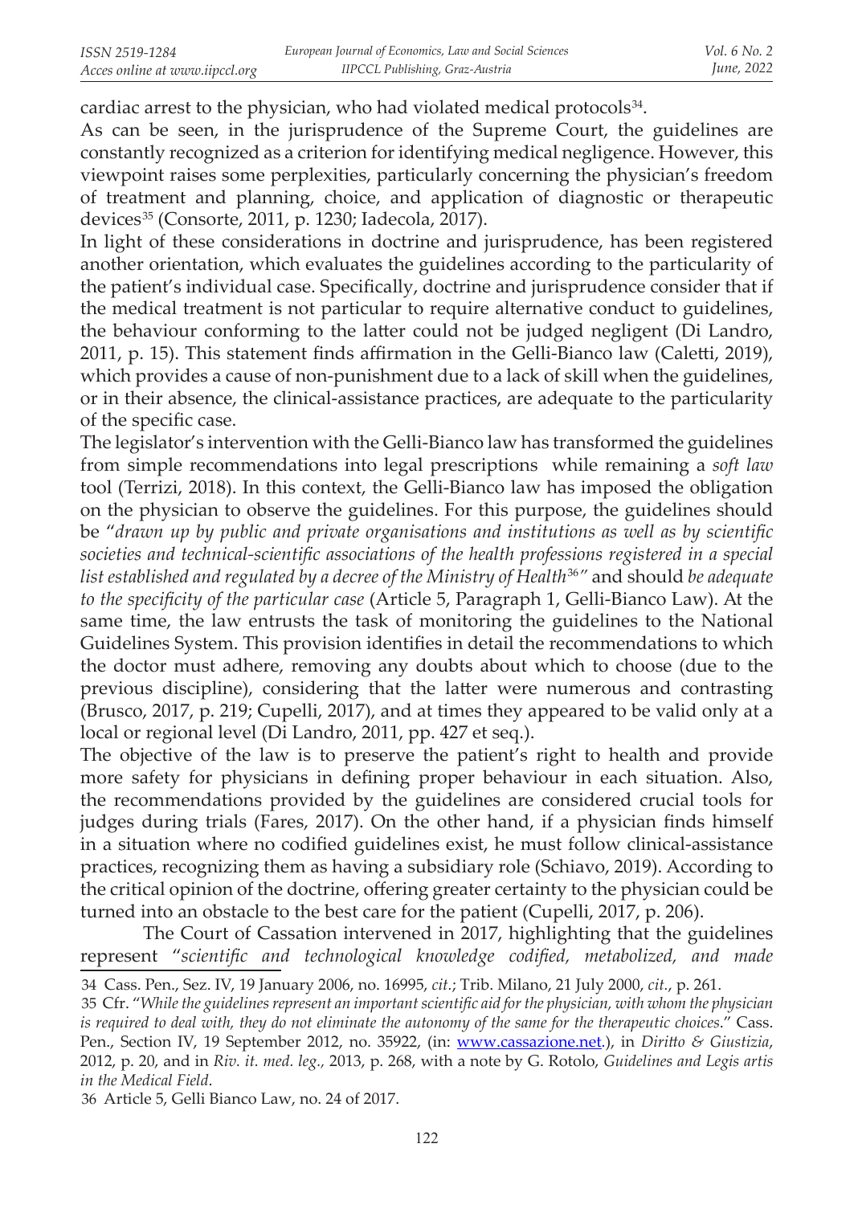cardiac arrest to the physician, who had violated medical protocols[34].

As can be seen, in the jurisprudence of the Supreme Court, the guidelines are constantly recognized as a criterion for identifying medical negligence. However, this viewpoint raises some perplexities, particularly concerning the physician's freedom of treatment and planning, choice, and application of diagnostic or therapeutic devices[35] (Consorte, 2011, p. 1230; Iadecola, 2017).

In light of these considerations in doctrine and jurisprudence, has been registered another orientation, which evaluates the guidelines according to the particularity of the patient's individual case. Specifically, doctrine and jurisprudence consider that if the medical treatment is not particular to require alternative conduct to guidelines, the behaviour conforming to the latter could not be judged negligent (Di Landro, 2011, p. 15). This statement finds affirmation in the Gelli-Bianco law (Caletti, 2019), which provides a cause of non-punishment due to a lack of skill when the guidelines, or in their absence, the clinical-assistance practices, are adequate to the particularity of the specific case.

The legislator's intervention with the Gelli-Bianco law has transformed the guidelines from simple recommendations into legal prescriptions while remaining a *soft law* tool (Terrizi, 2018). In this context, the Gelli-Bianco law has imposed the obligation on the physician to observe the guidelines. For this purpose, the guidelines should be "*drawn up by public and private organisations and institutions as well as by scientific societies and technical-scientific associations of the health professions registered in a special list established and regulated by a decree of the Ministry of Health*[36]" and should *be adequate to the specificity of the particular case* (Article 5, Paragraph 1, Gelli-Bianco Law). At the same time, the law entrusts the task of monitoring the guidelines to the National Guidelines System. This provision identifies in detail the recommendations to which the doctor must adhere, removing any doubts about which to choose (due to the previous discipline), considering that the latter were numerous and contrasting (Brusco, 2017, p. 219; Cupelli, 2017), and at times they appeared to be valid only at a local or regional level (Di Landro, 2011, pp. 427 et seq.).

The objective of the law is to preserve the patient's right to health and provide more safety for physicians in defining proper behaviour in each situation. Also, the recommendations provided by the guidelines are considered crucial tools for judges during trials (Fares, 2017). On the other hand, if a physician finds himself in a situation where no codified guidelines exist, he must follow clinical-assistance practices, recognizing them as having a subsidiary role (Schiavo, 2019). According to the critical opinion of the doctrine, offering greater certainty to the physician could be turned into an obstacle to the best care for the patient (Cupelli, 2017, p. 206).

The Court of Cassation intervened in 2017, highlighting that the guidelines represent "*scientific and technological knowledge codified, metabolized, and made*

---

34 Cass. Pen., Sez. IV, 19 January 2006, no. 16995, *cit.*; Trib. Milano, 21 July 2000, *cit.*, p. 261.

35 Cfr. "*While the guidelines represent an important scientific aid for the physician, with whom the physician is required to deal with, they do not eliminate the autonomy of the same for the therapeutic choices.*" Cass. Pen., Section IV, 19 September 2012, no. 35922, (in: www.cassazione.net.), in *Diritto & Giustizia*, 2012, p. 20, and in *Riv. it. med. leg.,* 2013, p. 268, with a note by G. Rotolo, *Guidelines and Legis artis in the Medical Field*.

36 Article 5, Gelli Bianco Law, no. 24 of 2017.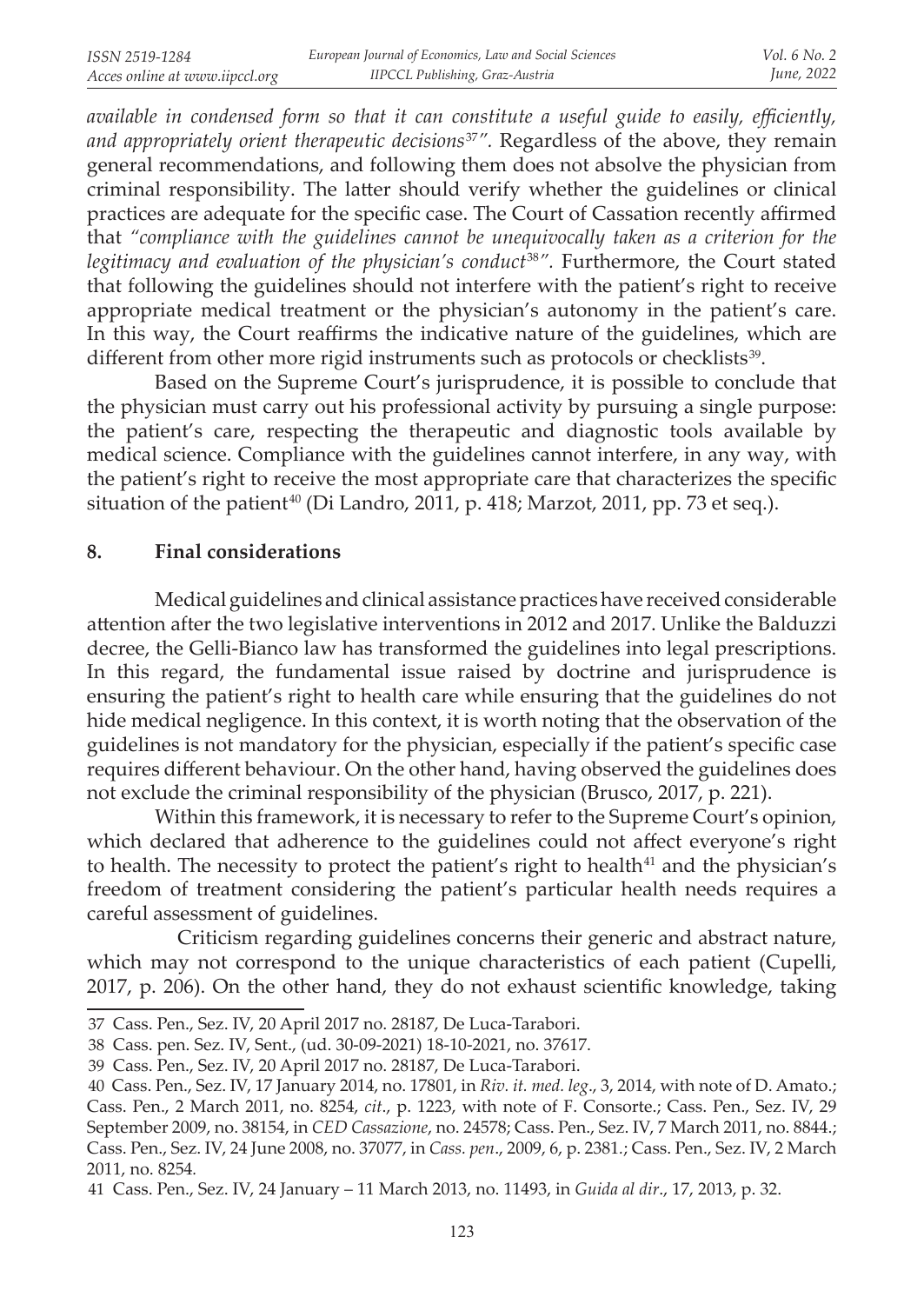*available in condensed form so that it can constitute a useful guide to easily, efficiently, and appropriately orient therapeutic decisions*[37]*"*. Regardless of the above, they remain general recommendations, and following them does not absolve the physician from criminal responsibility. The latter should verify whether the guidelines or clinical practices are adequate for the specific case. The Court of Cassation recently affirmed that *"compliance with the guidelines cannot be unequivocally taken as a criterion for the legitimacy and evaluation of the physician's conduct*[38]*"*. Furthermore, the Court stated that following the guidelines should not interfere with the patient's right to receive appropriate medical treatment or the physician's autonomy in the patient's care. In this way, the Court reaffirms the indicative nature of the guidelines, which are different from other more rigid instruments such as protocols or checklists[39].

Based on the Supreme Court's jurisprudence, it is possible to conclude that the physician must carry out his professional activity by pursuing a single purpose: the patient's care, respecting the therapeutic and diagnostic tools available by medical science. Compliance with the guidelines cannot interfere, in any way, with the patient's right to receive the most appropriate care that characterizes the specific situation of the patient[40] (Di Landro, 2011, p. 418; Marzot, 2011, pp. 73 et seq.).

## 8. Final considerations

Medical guidelines and clinical assistance practices have received considerable attention after the two legislative interventions in 2012 and 2017. Unlike the Balduzzi decree, the Gelli-Bianco law has transformed the guidelines into legal prescriptions. In this regard, the fundamental issue raised by doctrine and jurisprudence is ensuring the patient's right to health care while ensuring that the guidelines do not hide medical negligence. In this context, it is worth noting that the observation of the guidelines is not mandatory for the physician, especially if the patient's specific case requires different behaviour. On the other hand, having observed the guidelines does not exclude the criminal responsibility of the physician (Brusco, 2017, p. 221).

Within this framework, it is necessary to refer to the Supreme Court's opinion, which declared that adherence to the guidelines could not affect everyone's right to health. The necessity to protect the patient's right to health[41] and the physician's freedom of treatment considering the patient's particular health needs requires a careful assessment of guidelines.

Criticism regarding guidelines concerns their generic and abstract nature, which may not correspond to the unique characteristics of each patient (Cupelli, 2017, p. 206). On the other hand, they do not exhaust scientific knowledge, taking

---

37 Cass. Pen., Sez. IV, 20 April 2017 no. 28187, De Luca-Tarabori.

38 Cass. pen. Sez. IV, Sent., (ud. 30-09-2021) 18-10-2021, no. 37617.

39 Cass. Pen., Sez. IV, 20 April 2017 no. 28187, De Luca-Tarabori.

40 Cass. Pen., Sez. IV, 17 January 2014, no. 17801, in *Riv. it. med. leg*., 3, 2014, with note of D. Amato.; Cass. Pen., 2 March 2011, no. 8254, *cit*., p. 1223, with note of F. Consorte.; Cass. Pen., Sez. IV, 29 September 2009, no. 38154, in *CED Cassazione*, no. 24578; Cass. Pen., Sez. IV, 7 March 2011, no. 8844.; Cass. Pen., Sez. IV, 24 June 2008, no. 37077, in *Cass. pen*., 2009, 6, p. 2381.; Cass. Pen., Sez. IV, 2 March 2011, no. 8254.

41 Cass. Pen., Sez. IV, 24 January – 11 March 2013, no. 11493, in *Guida al dir*., 17, 2013, p. 32.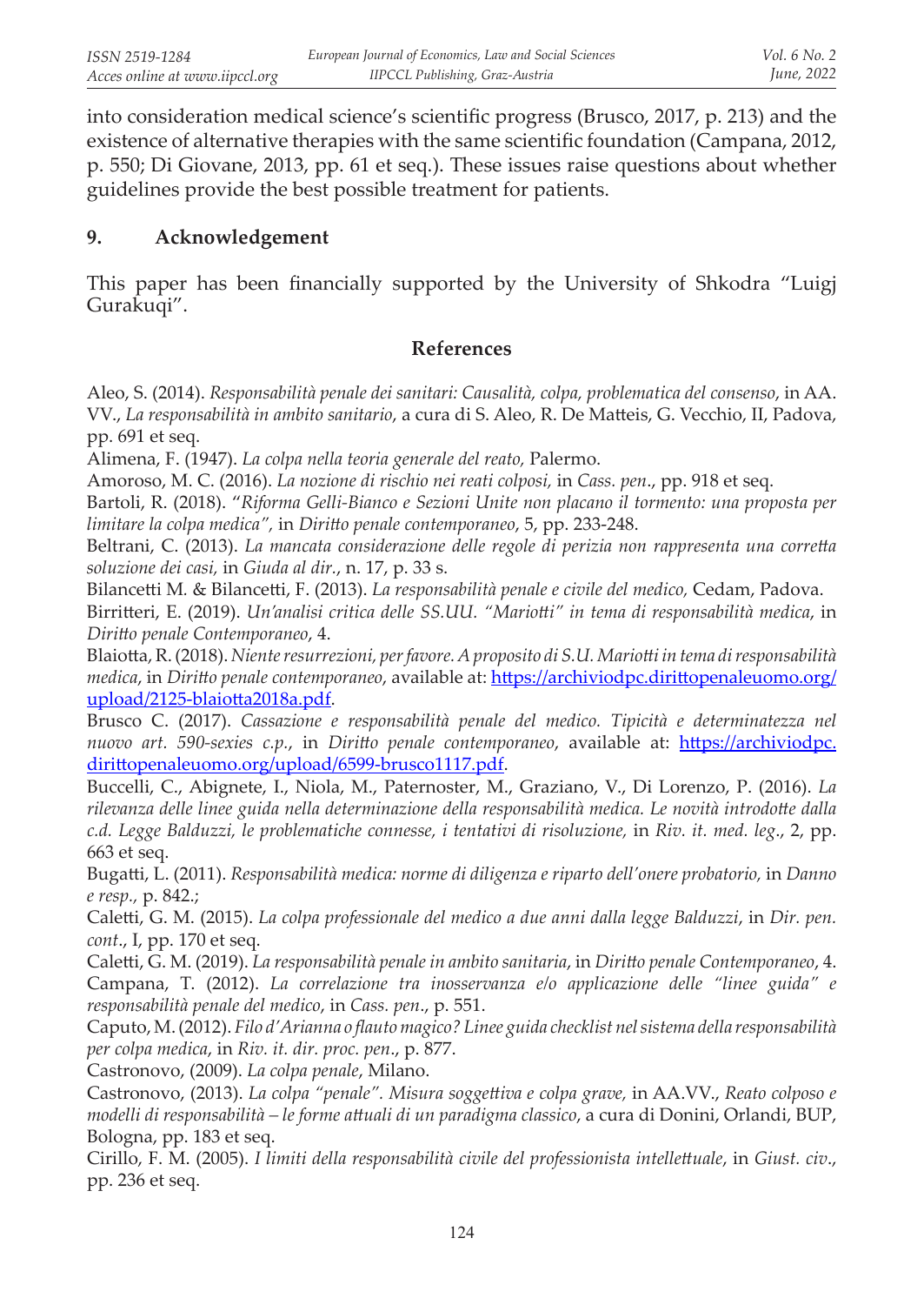into consideration medical science's scientific progress (Brusco, 2017, p. 213) and the existence of alternative therapies with the same scientific foundation (Campana, 2012, p. 550; Di Giovane, 2013, pp. 61 et seq.). These issues raise questions about whether guidelines provide the best possible treatment for patients.

## 9. Acknowledgement

This paper has been financially supported by the University of Shkodra "Luigj Gurakuqi".

## References

Aleo, S. (2014). *Responsabilità penale dei sanitari: Causalità, colpa, problematica del consenso*, in AA. VV., *La responsabilità in ambito sanitario*, a cura di S. Aleo, R. De Matteis, G. Vecchio, II, Padova, pp. 691 et seq.

Alimena, F. (1947). *La colpa nella teoria generale del reato,* Palermo.

Amoroso, M. C. (2016). *La nozione di rischio nei reati colposi,* in *Cass. pen*., pp. 918 et seq.

Bartoli, R. (2018). "*Riforma Gelli-Bianco e Sezioni Unite non placano il tormento: una proposta per limitare la colpa medica",* in *Diritto penale contemporaneo*, 5, pp. 233-248.

Beltrani, C. (2013). *La mancata considerazione delle regole di perizia non rappresenta una corretta soluzione dei casi,* in *Giuda al dir.,* n. 17, p. 33 s.

Bilancetti M. & Bilancetti, F. (2013). *La responsabilità penale e civile del medico,* Cedam, Padova.

Birritteri, E. (2019). *Un'analisi critica delle SS.UU. "Mariotti" in tema di responsabilità medica*, in *Diritto penale Contemporaneo*, 4.

Blaiotta, R. (2018). *Niente resurrezioni, per favore. A proposito di S.U. Mariotti in tema di responsabilità medica,* in *Diritto penale contemporaneo*, available at: https://archiviodpc.dirittopenaleuomo.org/upload/2125-blaiotta2018a.pdf.

Brusco C. (2017). *Cassazione e responsabilità penale del medico. Tipicità e determinatezza nel nuovo art. 590-sexies c.p.*, in *Diritto penale contemporaneo*, available at: https://archiviodpc.dirittopenaleuomo.org/upload/6599-brusco1117.pdf.

Buccelli, C., Abignete, I., Niola, M., Paternoster, M., Graziano, V., Di Lorenzo, P. (2016). *La rilevanza delle linee guida nella determinazione della responsabilità medica. Le novità introdotte dalla c.d. Legge Balduzzi, le problematiche connesse, i tentativi di risoluzione,* in *Riv. it. med. leg*., 2, pp. 663 et seq.

Bugatti, L. (2011). *Responsabilità medica: norme di diligenza e riparto dell'onere probatorio,* in *Danno e resp.,* p. 842.;

Caletti, G. M. (2015). *La colpa professionale del medico a due anni dalla legge Balduzzi*, in *Dir. pen. cont*., I, pp. 170 et seq.

Caletti, G. M. (2019). *La responsabilità penale in ambito sanitaria*, in *Diritto penale Contemporaneo*, 4.

Campana, T. (2012). *La correlazione tra inosservanza e/o applicazione delle "linee guida" e responsabilità penale del medico*, in *Cass. pen*., p. 551.

Caputo, M. (2012). *Filo d'Arianna o flauto magico? Linee guida checklist nel sistema della responsabilità per colpa medica*, in *Riv. it. dir. proc. pen*., p. 877.

Castronovo, (2009). *La colpa penale*, Milano.

Castronovo, (2013). *La colpa "penale". Misura soggettiva e colpa grave,* in AA.VV., *Reato colposo e modelli di responsabilità – le forme attuali di un paradigma classico*, a cura di Donini, Orlandi, BUP, Bologna, pp. 183 et seq.

Cirillo, F. M. (2005). *I limiti della responsabilità civile del professionista intellettuale*, in *Giust. civ*., pp. 236 et seq.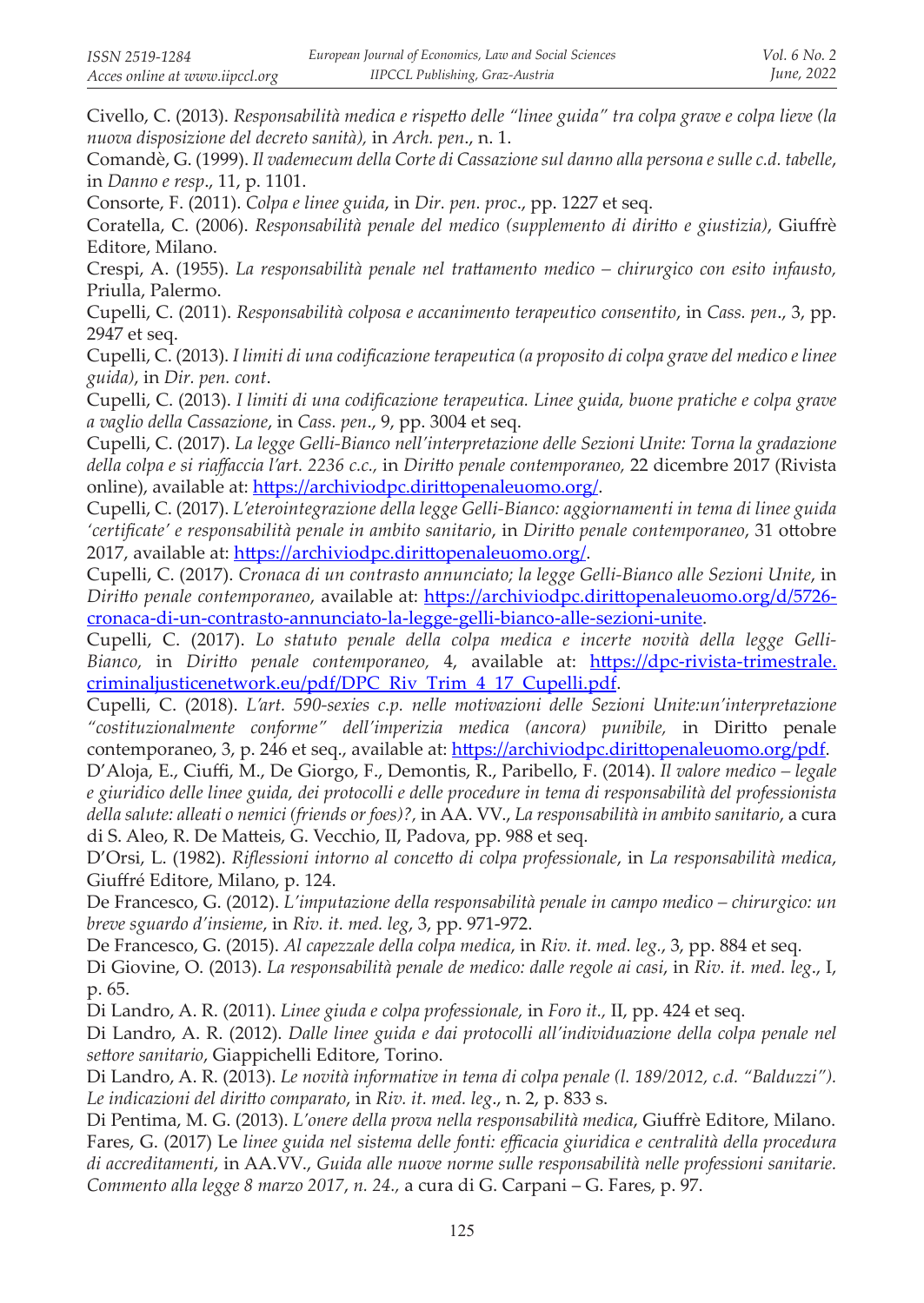Civello, C. (2013). *Responsabilità medica e rispetto delle "linee guida" tra colpa grave e colpa lieve (la nuova disposizione del decreto sanità),* in *Arch. pen*., n. 1.

Comandè, G. (1999). *Il vademecum della Corte di Cassazione sul danno alla persona e sulle c.d. tabelle*, in *Danno e resp*., 11, p. 1101.

Consorte, F. (2011). *Colpa e linee guida*, in *Dir. pen. proc*., pp. 1227 et seq.

Coratella, C. (2006). *Responsabilità penale del medico (supplemento di diritto e giustizia)*, Giuffrè Editore, Milano.

Crespi, A. (1955). *La responsabilità penale nel trattamento medico – chirurgico con esito infausto,* Priulla, Palermo.

Cupelli, C. (2011). *Responsabilità colposa e accanimento terapeutico consentito*, in *Cass. pen*., 3, pp. 2947 et seq.

Cupelli, C. (2013). *I limiti di una codificazione terapeutica (a proposito di colpa grave del medico e linee guida)*, in *Dir. pen. cont*.

Cupelli, C. (2013). *I limiti di una codificazione terapeutica. Linee guida, buone pratiche e colpa grave a vaglio della Cassazione*, in *Cass. pen*., 9, pp. 3004 et seq.

Cupelli, C. (2017). *La legge Gelli-Bianco nell'interpretazione delle Sezioni Unite: Torna la gradazione della colpa e si riaffaccia l'art. 2236 c.c.,* in *Diritto penale contemporaneo,* 22 dicembre 2017 (Rivista online), available at: https://archiviodpc.dirittopenaleuomo.org/.

Cupelli, C. (2017). *L'eterointegrazione della legge Gelli-Bianco: aggiornamenti in tema di linee guida 'certificate' e responsabilità penale in ambito sanitario*, in *Diritto penale contemporaneo*, 31 ottobre 2017, available at: https://archiviodpc.dirittopenaleuomo.org/.

Cupelli, C. (2017). *Cronaca di un contrasto annunciato; la legge Gelli-Bianco alle Sezioni Unite*, in *Diritto penale contemporaneo*, available at: https://archiviodpc.dirittopenaleuomo.org/d/5726-cronaca-di-un-contrasto-annunciato-la-legge-gelli-bianco-alle-sezioni-unite.

Cupelli, C. (2017). *Lo statuto penale della colpa medica e incerte novità della legge Gelli-Bianco,* in *Diritto penale contemporaneo,* 4, available at: https://dpc-rivista-trimestrale.criminaljusticenetwork.eu/pdf/DPC_Riv_Trim_4_17_Cupelli.pdf.

Cupelli, C. (2018). *L'art. 590-sexies c.p. nelle motivazioni delle Sezioni Unite:un'interpretazione "costituzionalmente conforme" dell'imperizia medica (ancora) punibile,* in Diritto penale contemporaneo, 3, p. 246 et seq., available at: https://archiviodpc.dirittopenaleuomo.org/pdf.

D'Aloja, E., Ciuffi, M., De Giorgo, F., Demontis, R., Paribello, F. (2014). *Il valore medico – legale e giuridico delle linee guida, dei protocolli e delle procedure in tema di responsabilità del professionista della salute: alleati o nemici (friends or foes)?,* in AA. VV., *La responsabilità in ambito sanitario*, a cura di S. Aleo, R. De Matteis, G. Vecchio, II, Padova, pp. 988 et seq.

D'Orsi, L. (1982). *Riflessioni intorno al concetto di colpa professionale*, in *La responsabilità medica*, Giuffré Editore, Milano, p. 124.

De Francesco, G. (2012). *L'imputazione della responsabilità penale in campo medico – chirurgico: un breve sguardo d'insieme*, in *Riv. it. med. leg*, 3, pp. 971-972.

De Francesco, G. (2015). *Al capezzale della colpa medica*, in *Riv. it. med. leg*., 3, pp. 884 et seq.

Di Giovine, O. (2013). *La responsabilità penale de medico: dalle regole ai casi*, in *Riv. it. med. leg*., I, p. 65.

Di Landro, A. R. (2011). *Linee giuda e colpa professionale,* in *Foro it.,* II, pp. 424 et seq.

Di Landro, A. R. (2012). *Dalle linee guida e dai protocolli all'individuazione della colpa penale nel settore sanitario*, Giappichelli Editore, Torino.

Di Landro, A. R. (2013). *Le novità informative in tema di colpa penale (l. 189/2012, c.d. "Balduzzi"). Le indicazioni del diritto comparato*, in *Riv. it. med. leg*., n. 2, p. 833 s.

Di Pentima, M. G. (2013). *L'onere della prova nella responsabilità medica*, Giuffrè Editore, Milano.

Fares, G. (2017) Le *linee guida nel sistema delle fonti: efficacia giuridica e centralità della procedura di accreditamenti*, in AA.VV., *Guida alle nuove norme sulle responsabilità nelle professioni sanitarie. Commento alla legge 8 marzo 2017, n. 24.,* a cura di G. Carpani – G. Fares, p. 97.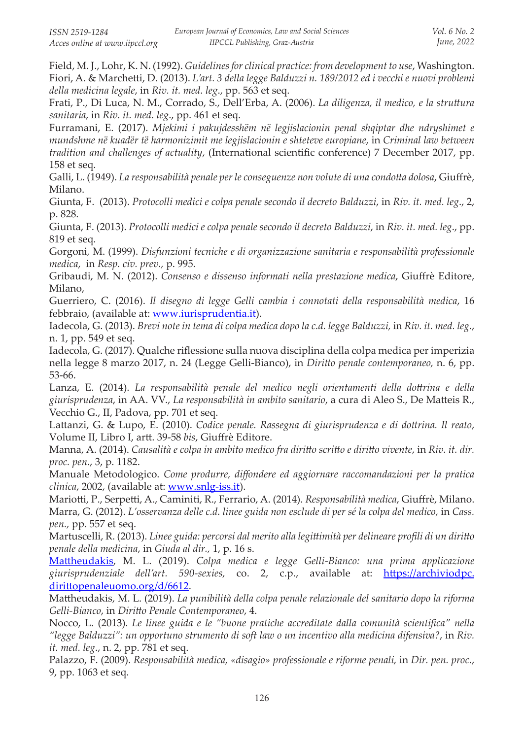Field, M. J., Lohr, K. N. (1992). *Guidelines for clinical practice: from development to use*, Washington.

Fiori, A. & Marchetti, D. (2013). *L'art. 3 della legge Balduzzi n. 189/2012 ed i vecchi e nuovi problemi della medicina legale*, in *Riv. it. med. leg*., pp. 563 et seq.

Frati, P., Di Luca, N. M., Corrado, S., Dell'Erba, A. (2006). *La diligenza, il medico, e la struttura sanitaria*, in *Riv. it. med. leg*., pp. 461 et seq.

Furramani, E. (2017). *Mjekimi i pakujdesshëm në legjislacionin penal shqiptar dhe ndryshimet e mundshme në kuadër të harmonizimit me legjislacionin e shteteve europiane*, in *Criminal law between tradition and challenges of actuality*, (International scientific conference) 7 December 2017, pp. 158 et seq.

Galli, L. (1949). *La responsabilità penale per le conseguenze non volute di una condotta dolosa*, Giuffrè, Milano.

Giunta, F. (2013). *Protocolli medici e colpa penale secondo il decreto Balduzzi*, in *Riv. it. med. leg*., 2, p. 828.

Giunta, F. (2013). *Protocolli medici e colpa penale secondo il decreto Balduzzi*, in *Riv. it. med. leg*., pp. 819 et seq.

Gorgoni, M. (1999). *Disfunzioni tecniche e di organizzazione sanitaria e responsabilità professionale medica*, in *Resp. civ. prev.*, p. 995.

Gribaudi, M. N. (2012). *Consenso e dissenso informati nella prestazione medica*, Giuffrè Editore, Milano,

Guerriero, C. (2016). *Il disegno di legge Gelli cambia i connotati della responsabilità medica*, 16 febbraio, (available at: www.iurisprudentia.it).

Iadecola, G. (2013). *Brevi note in tema di colpa medica dopo la c.d. legge Balduzzi,* in *Riv. it. med. leg*., n. 1, pp. 549 et seq.

Iadecola, G. (2017). Qualche riflessione sulla nuova disciplina della colpa medica per imperizia nella legge 8 marzo 2017, n. 24 (Legge Gelli-Bianco), in *Diritto penale contemporaneo,* n. 6, pp. 53-66.

Lanza, E. (2014). *La responsabilità penale del medico negli orientamenti della dottrina e della giurisprudenza*, in AA. VV., *La responsabilità in ambito sanitario*, a cura di Aleo S., De Matteis R., Vecchio G., II, Padova, pp. 701 et seq.

Lattanzi, G. & Lupo, E. (2010). *Codice penale. Rassegna di giurisprudenza e di dottrina. Il reato*, Volume II, Libro I, artt. 39-58 *bis*, Giuffrè Editore.

Manna, A. (2014). *Causalità e colpa in ambito medico fra diritto scritto e diritto vivente*, in *Riv. it. dir. proc. pen*., 3, p. 1182.

Manuale Metodologico. *Come produrre, diffondere ed aggiornare raccomandazioni per la pratica clinica*, 2002, (available at: www.snlg-iss.it).

Mariotti, P., Serpetti, A., Caminiti, R., Ferrario, A. (2014). *Responsabilità medica*, Giuffrè, Milano.

Marra, G. (2012). *L'osservanza delle c.d. linee guida non esclude di per sé la colpa del medico,* in *Cass. pen.,* pp. 557 et seq.

Martuscelli, R. (2013). *Linee guida: percorsi dal merito alla legittimità per delineare profili di un diritto penale della medicina*, in *Giuda al dir.,* 1, p. 16 s.

Mattheudakis, M. L. (2019). *Colpa medica e legge Gelli-Bianco: una prima applicazione giurisprudenziale dell'art. 590-sexies,* co. 2, c.p., available at: https://archiviodpc.dirittopenaleuomo.org/d/6612.

Mattheudakis, M. L. (2019). *La punibilità della colpa penale relazionale del sanitario dopo la riforma Gelli-Bianco*, in *Diritto Penale Contemporaneo*, 4.

Nocco, L. (2013). *Le linee guida e le "buone pratiche accreditate dalla comunità scientifica" nella "legge Balduzzi": un opportuno strumento di soft law o un incentivo alla medicina difensiva?*, in *Riv. it. med. leg*., n. 2, pp. 781 et seq.

Palazzo, F. (2009). *Responsabilità medica, «disagio» professionale e riforme penali,* in *Dir. pen. proc*., 9, pp. 1063 et seq.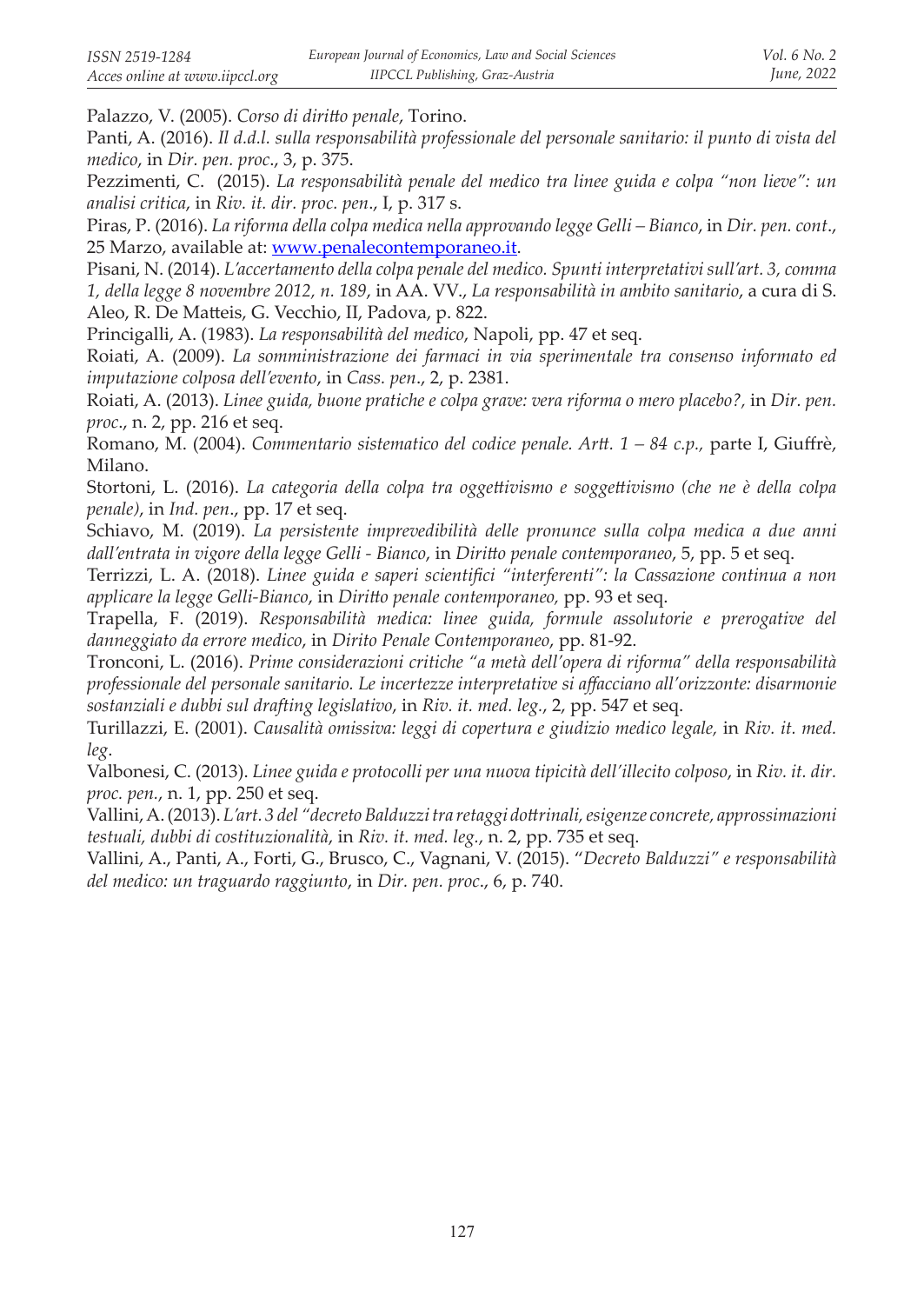Palazzo, V. (2005). *Corso di diritto penale*, Torino.

Panti, A. (2016). *Il d.d.l. sulla responsabilità professionale del personale sanitario: il punto di vista del medico*, in *Dir. pen. proc*., 3, p. 375.

Pezzimenti, C. (2015). *La responsabilità penale del medico tra linee guida e colpa "non lieve": un analisi critica*, in *Riv. it. dir. proc. pen*., I, p. 317 s.

Piras, P. (2016). *La riforma della colpa medica nella approvando legge Gelli – Bianco*, in *Dir. pen. cont*., 25 Marzo, available at: www.penalecontemporaneo.it.

Pisani, N. (2014). *L'accertamento della colpa penale del medico. Spunti interpretativi sull'art. 3, comma 1, della legge 8 novembre 2012, n. 189*, in AA. VV., *La responsabilità in ambito sanitario*, a cura di S. Aleo, R. De Matteis, G. Vecchio, II, Padova, p. 822.

Princigalli, A. (1983). *La responsabilità del medico*, Napoli, pp. 47 et seq.

Roiati, A. (2009). *La somministrazione dei farmaci in via sperimentale tra consenso informato ed imputazione colposa dell'evento*, in *Cass. pen*., 2, p. 2381.

Roiati, A. (2013). *Linee guida, buone pratiche e colpa grave: vera riforma o mero placebo?*, in *Dir. pen. proc*., n. 2, pp. 216 et seq.

Romano, M. (2004). *Commentario sistematico del codice penale. Artt. 1 – 84 c.p.,* parte I, Giuffrè, Milano.

Stortoni, L. (2016). *La categoria della colpa tra oggettivismo e soggettivismo (che ne è della colpa penale)*, in *Ind. pen*., pp. 17 et seq.

Schiavo, M. (2019). *La persistente imprevedibilità delle pronunce sulla colpa medica a due anni dall'entrata in vigore della legge Gelli - Bianco*, in *Diritto penale contemporaneo*, 5, pp. 5 et seq.

Terrizzi, L. A. (2018). *Linee guida e saperi scientifici "interferenti": la Cassazione continua a non applicare la legge Gelli-Bianco*, in *Diritto penale contemporaneo,* pp. 93 et seq.

Trapella, F. (2019). *Responsabilità medica: linee guida, formule assolutorie e prerogative del danneggiato da errore medico*, in *Dirito Penale Contemporaneo*, pp. 81-92.

Tronconi, L. (2016). *Prime considerazioni critiche "a metà dell'opera di riforma" della responsabilità professionale del personale sanitario. Le incertezze interpretative si affacciano all'orizzonte: disarmonie sostanziali e dubbi sul drafting legislativo*, in *Riv. it. med. leg.*, 2, pp. 547 et seq.

Turillazzi, E. (2001). *Causalità omissiva: leggi di copertura e giudizio medico legale*, in *Riv. it. med. leg.*

Valbonesi, C. (2013). *Linee guida e protocolli per una nuova tipicità dell'illecito colposo*, in *Riv. it. dir. proc. pen.*, n. 1, pp. 250 et seq.

Vallini, A. (2013). *L'art. 3 del "decreto Balduzzi tra retaggi dottrinali, esigenze concrete, approssimazioni testuali, dubbi di costituzionalità*, in *Riv. it. med. leg*., n. 2, pp. 735 et seq.

Vallini, A., Panti, A., Forti, G., Brusco, C., Vagnani, V. (2015). "*Decreto Balduzzi" e responsabilità del medico: un traguardo raggiunto*, in *Dir. pen. proc*., 6, p. 740.